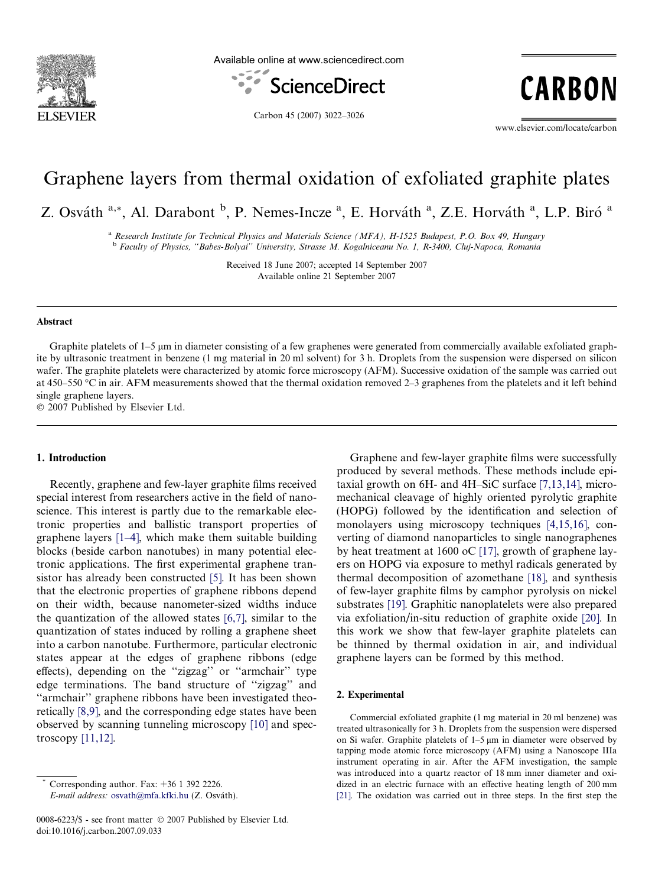# Graphene layers from thermal oxidation of exfoliated graphite plates

Z. Osváth [a,*], Al. Darabont [b], P. Nemes-Incze [a], E. Horváth [a], Z.E. Horváth [a], L.P. Biró [a]

[a] *Research Institute for Technical Physics and Materials Science (MFA), H-1525 Budapest, P.O. Box 49, Hungary*
[b] *Faculty of Physics, "Babes-Bolyai" University, Strasse M. Kogalniceanu No. 1, R-3400, Cluj-Napoca, Romania*

Received 18 June 2007; accepted 14 September 2007
Available online 21 September 2007

## Abstract

Graphite platelets of 1–5 μm in diameter consisting of a few graphenes were generated from commercially available exfoliated graphite by ultrasonic treatment in benzene (1 mg material in 20 ml solvent) for 3 h. Droplets from the suspension were dispersed on silicon wafer. The graphite platelets were characterized by atomic force microscopy (AFM). Successive oxidation of the sample was carried out at 450–550 °C in air. AFM measurements showed that the thermal oxidation removed 2–3 graphenes from the platelets and it left behind single graphene layers.

© 2007 Published by Elsevier Ltd.

## 1. Introduction

Recently, graphene and few-layer graphite films received special interest from researchers active in the field of nanoscience. This interest is partly due to the remarkable electronic properties and ballistic transport properties of graphene layers [1–4], which make them suitable building blocks (beside carbon nanotubes) in many potential electronic applications. The first experimental graphene transistor has already been constructed [5]. It has been shown that the electronic properties of graphene ribbons depend on their width, because nanometer-sized widths induce the quantization of the allowed states [6,7], similar to the quantization of states induced by rolling a graphene sheet into a carbon nanotube. Furthermore, particular electronic states appear at the edges of graphene ribbons (edge effects), depending on the "zigzag" or "armchair" type edge terminations. The band structure of "zigzag" and "armchair" graphene ribbons have been investigated theoretically [8,9], and the corresponding edge states have been observed by scanning tunneling microscopy [10] and spectroscopy [11,12].

Graphene and few-layer graphite films were successfully produced by several methods. These methods include epitaxial growth on 6H- and 4H–SiC surface [7,13,14], micromechanical cleavage of highly oriented pyrolytic graphite (HOPG) followed by the identification and selection of monolayers using microscopy techniques [4,15,16], converting of diamond nanoparticles to single nanographenes by heat treatment at 1600 oC [17], growth of graphene layers on HOPG via exposure to methyl radicals generated by thermal decomposition of azomethane [18], and synthesis of few-layer graphite films by camphor pyrolysis on nickel substrates [19]. Graphitic nanoplatelets were also prepared via exfoliation/in-situ reduction of graphite oxide [20]. In this work we show that few-layer graphite platelets can be thinned by thermal oxidation in air, and individual graphene layers can be formed by this method.

## 2. Experimental

Commercial exfoliated graphite (1 mg material in 20 ml benzene) was treated ultrasonically for 3 h. Droplets from the suspension were dispersed on Si wafer. Graphite platelets of 1–5 μm in diameter were observed by tapping mode atomic force microscopy (AFM) using a Nanoscope IIIa instrument operating in air. After the AFM investigation, the sample was introduced into a quartz reactor of 18 mm inner diameter and oxidized in an electric furnace with an effective heating length of 200 mm [21]. The oxidation was carried out in three steps. In the first step the

* Corresponding author. Fax: +36 1 392 2226.
*E-mail address:* osvath@mfa.kfki.hu (Z. Osváth).

0008-6223/$ - see front matter © 2007 Published by Elsevier Ltd.
doi:10.1016/j.carbon.2007.09.033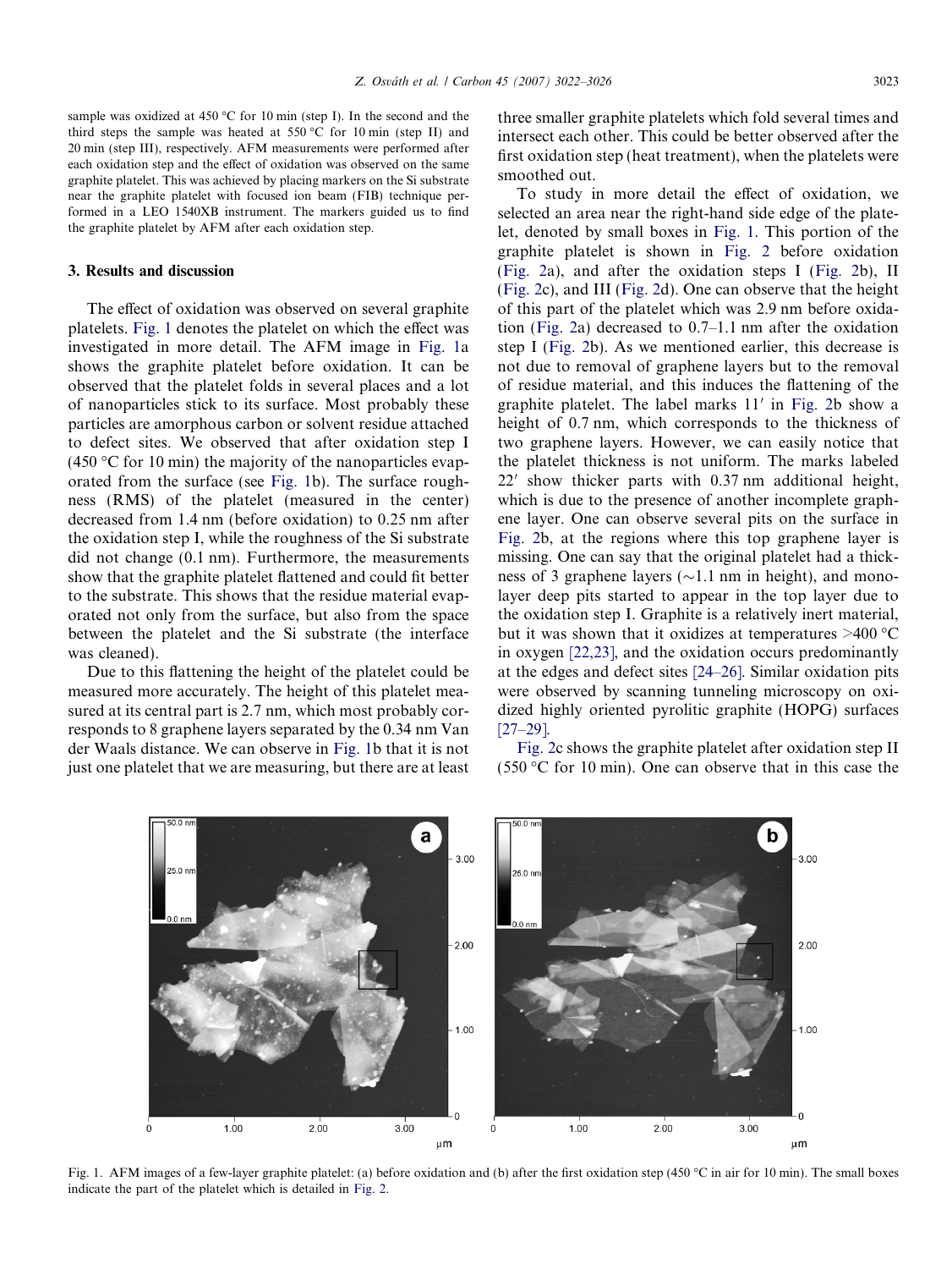sample was oxidized at 450 °C for 10 min (step I). In the second and the third steps the sample was heated at 550 °C for 10 min (step II) and 20 min (step III), respectively. AFM measurements were performed after each oxidation step and the effect of oxidation was observed on the same graphite platelet. This was achieved by placing markers on the Si substrate near the graphite platelet with focused ion beam (FIB) technique performed in a LEO 1540XB instrument. The markers guided us to find the graphite platelet by AFM after each oxidation step.

## 3. Results and discussion

The effect of oxidation was observed on several graphite platelets. Fig. 1 denotes the platelet on which the effect was investigated in more detail. The AFM image in Fig. 1a shows the graphite platelet before oxidation. It can be observed that the platelet folds in several places and a lot of nanoparticles stick to its surface. Most probably these particles are amorphous carbon or solvent residue attached to defect sites. We observed that after oxidation step I (450 °C for 10 min) the majority of the nanoparticles evaporated from the surface (see Fig. 1b). The surface roughness (RMS) of the platelet (measured in the center) decreased from 1.4 nm (before oxidation) to 0.25 nm after the oxidation step I, while the roughness of the Si substrate did not change (0.1 nm). Furthermore, the measurements show that the graphite platelet flattened and could fit better to the substrate. This shows that the residue material evaporated not only from the surface, but also from the space between the platelet and the Si substrate (the interface was cleaned).

Due to this flattening the height of the platelet could be measured more accurately. The height of this platelet measured at its central part is 2.7 nm, which most probably corresponds to 8 graphene layers separated by the 0.34 nm Van der Waals distance. We can observe in Fig. 1b that it is not just one platelet that we are measuring, but there are at least three smaller graphite platelets which fold several times and intersect each other. This could be better observed after the first oxidation step (heat treatment), when the platelets were smoothed out.

To study in more detail the effect of oxidation, we selected an area near the right-hand side edge of the platelet, denoted by small boxes in Fig. 1. This portion of the graphite platelet is shown in Fig. 2 before oxidation (Fig. 2a), and after the oxidation steps I (Fig. 2b), II (Fig. 2c), and III (Fig. 2d). One can observe that the height of this part of the platelet which was 2.9 nm before oxidation (Fig. 2a) decreased to 0.7–1.1 nm after the oxidation step I (Fig. 2b). As we mentioned earlier, this decrease is not due to removal of graphene layers but to the removal of residue material, and this induces the flattening of the graphite platelet. The label marks 11′ in Fig. 2b show a height of 0.7 nm, which corresponds to the thickness of two graphene layers. However, we can easily notice that the platelet thickness is not uniform. The marks labeled 22′ show thicker parts with 0.37 nm additional height, which is due to the presence of another incomplete graphene layer. One can observe several pits on the surface in Fig. 2b, at the regions where this top graphene layer is missing. One can say that the original platelet had a thickness of 3 graphene layers (~1.1 nm in height), and monolayer deep pits started to appear in the top layer due to the oxidation step I. Graphite is a relatively inert material, but it was shown that it oxidizes at temperatures >400 °C in oxygen [22,23], and the oxidation occurs predominantly at the edges and defect sites [24–26]. Similar oxidation pits were observed by scanning tunneling microscopy on oxidized highly oriented pyrolitic graphite (HOPG) surfaces [27–29].

Fig. 2c shows the graphite platelet after oxidation step II (550 °C for 10 min). One can observe that in this case the

Fig. 1. AFM images of a few-layer graphite platelet: (a) before oxidation and (b) after the first oxidation step (450 °C in air for 10 min). The small boxes indicate the part of the platelet which is detailed in Fig. 2.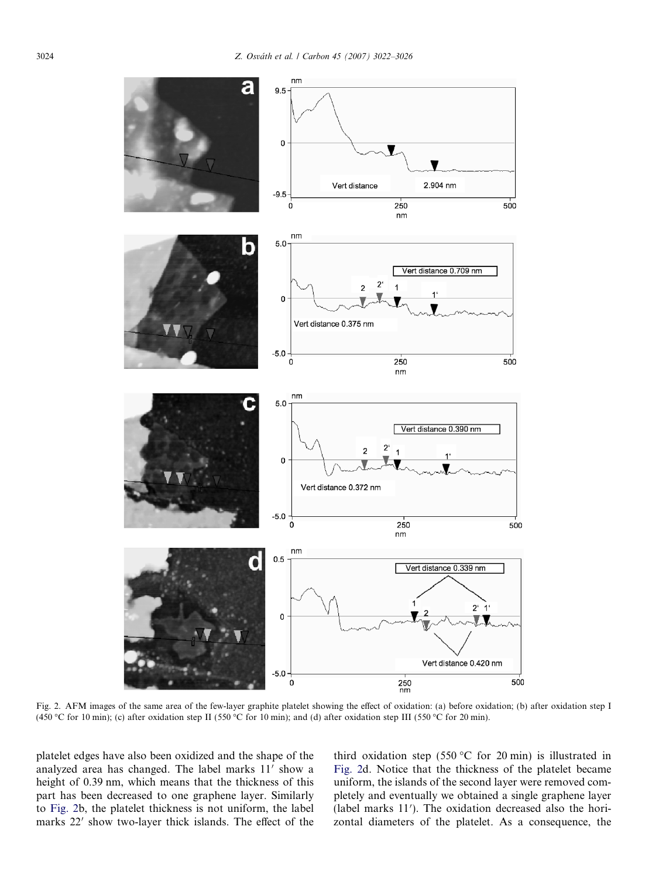Fig. 2. AFM images of the same area of the few-layer graphite platelet showing the effect of oxidation: (a) before oxidation; (b) after oxidation step I (450 °C for 10 min); (c) after oxidation step II (550 °C for 10 min); and (d) after oxidation step III (550 °C for 20 min).

platelet edges have also been oxidized and the shape of the analyzed area has changed. The label marks 11′ show a height of 0.39 nm, which means that the thickness of this part has been decreased to one graphene layer. Similarly to Fig. 2b, the platelet thickness is not uniform, the label marks 22′ show two-layer thick islands. The effect of the third oxidation step (550 °C for 20 min) is illustrated in Fig. 2d. Notice that the thickness of the platelet became uniform, the islands of the second layer were removed completely and eventually we obtained a single graphene layer (label marks 11′). The oxidation decreased also the horizontal diameters of the platelet. As a consequence, the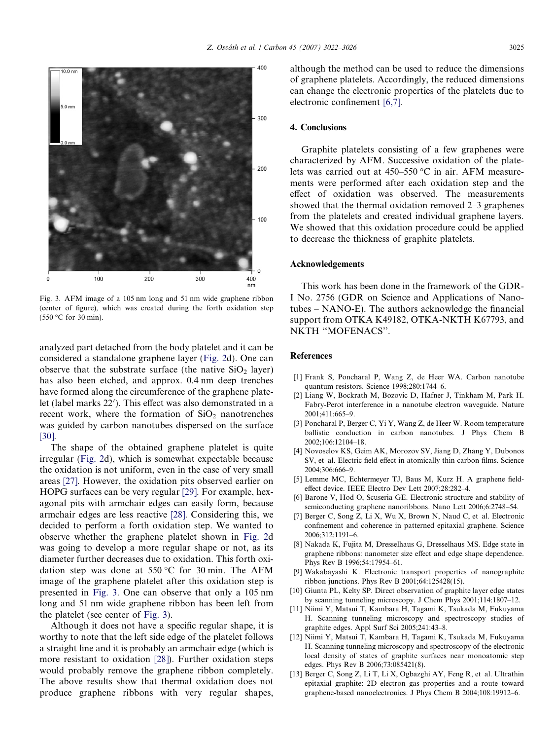Fig. 3. AFM image of a 105 nm long and 51 nm wide graphene ribbon (center of figure), which was created during the forth oxidation step (550 °C for 30 min).

analyzed part detached from the body platelet and it can be considered a standalone graphene layer (Fig. 2d). One can observe that the substrate surface (the native $SiO_2$ layer) has also been etched, and approx. 0.4 nm deep trenches have formed along the circumference of the graphene platelet (label marks 22′). This effect was also demonstrated in a recent work, where the formation of $SiO_2$ nanotrenches was guided by carbon nanotubes dispersed on the surface [30].

The shape of the obtained graphene platelet is quite irregular (Fig. 2d), which is somewhat expectable because the oxidation is not uniform, even in the case of very small areas [27]. However, the oxidation pits observed earlier on HOPG surfaces can be very regular [29]. For example, hexagonal pits with armchair edges can easily form, because armchair edges are less reactive [28]. Considering this, we decided to perform a forth oxidation step. We wanted to observe whether the graphene platelet shown in Fig. 2d was going to develop a more regular shape or not, as its diameter further decreases due to oxidation. This forth oxidation step was done at 550 °C for 30 min. The AFM image of the graphene platelet after this oxidation step is presented in Fig. 3. One can observe that only a 105 nm long and 51 nm wide graphene ribbon has been left from the platelet (see center of Fig. 3).

Although it does not have a specific regular shape, it is worthy to note that the left side edge of the platelet follows a straight line and it is probably an armchair edge (which is more resistant to oxidation [28]). Further oxidation steps would probably remove the graphene ribbon completely. The above results show that thermal oxidation does not produce graphene ribbons with very regular shapes, although the method can be used to reduce the dimensions of graphene platelets. Accordingly, the reduced dimensions can change the electronic properties of the platelets due to electronic confinement [6,7].

## 4. Conclusions

Graphite platelets consisting of a few graphenes were characterized by AFM. Successive oxidation of the platelets was carried out at 450–550 °C in air. AFM measurements were performed after each oxidation step and the effect of oxidation was observed. The measurements showed that the thermal oxidation removed 2–3 graphenes from the platelets and created individual graphene layers. We showed that this oxidation procedure could be applied to decrease the thickness of graphite platelets.

## Acknowledgements

This work has been done in the framework of the GDR-I No. 2756 (GDR on Science and Applications of Nanotubes – NANO-E). The authors acknowledge the financial support from OTKA K49182, OTKA-NKTH K67793, and NKTH "MOFENACS".

## References

[1] Frank S, Poncharal P, Wang Z, de Heer WA. Carbon nanotube quantum resistors. Science 1998;280:1744–6.

[2] Liang W, Bockrath M, Bozovic D, Hafner J, Tinkham M, Park H. Fabry-Perot interference in a nanotube electron waveguide. Nature 2001;411:665–9.

[3] Poncharal P, Berger C, Yi Y, Wang Z, de Heer W. Room temperature ballistic conduction in carbon nanotubes. J Phys Chem B 2002;106:12104–18.

[4] Novoselov KS, Geim AK, Morozov SV, Jiang D, Zhang Y, Dubonos SV, et al. Electric field effect in atomically thin carbon films. Science 2004;306:666–9.

[5] Lemme MC, Echtermeyer TJ, Baus M, Kurz H. A graphene field-effect device. IEEE Electro Dev Lett 2007;28:282–4.

[6] Barone V, Hod O, Scuseria GE. Electronic structure and stability of semiconducting graphene nanoribbons. Nano Lett 2006;6:2748–54.

[7] Berger C, Song Z, Li X, Wu X, Brown N, Naud C, et al. Electronic confinement and coherence in patterned epitaxial graphene. Science 2006;312:1191–6.

[8] Nakada K, Fujita M, Dresselhaus G, Dresselhaus MS. Edge state in graphene ribbons: nanometer size effect and edge shape dependence. Phys Rev B 1996;54:17954–61.

[9] Wakabayashi K. Electronic transport properties of nanographite ribbon junctions. Phys Rev B 2001;64:125428(15).

[10] Giunta PL, Kelty SP. Direct observation of graphite layer edge states by scanning tunneling microscopy. J Chem Phys 2001;114:1807–12.

[11] Niimi Y, Matsui T, Kambara H, Tagami K, Tsukada M, Fukuyama H. Scanning tunneling microscopy and spectroscopy studies of graphite edges. Appl Surf Sci 2005;241:43–8.

[12] Niimi Y, Matsui T, Kambara H, Tagami K, Tsukada M, Fukuyama H. Scanning tunneling microscopy and spectroscopy of the electronic local density of states of graphite surfaces near monoatomic step edges. Phys Rev B 2006;73:085421(8).

[13] Berger C, Song Z, Li T, Li X, Ogbazghi AY, Feng R, et al. Ultrathin epitaxial graphite: 2D electron gas properties and a route toward graphene-based nanoelectronics. J Phys Chem B 2004;108:19912–6.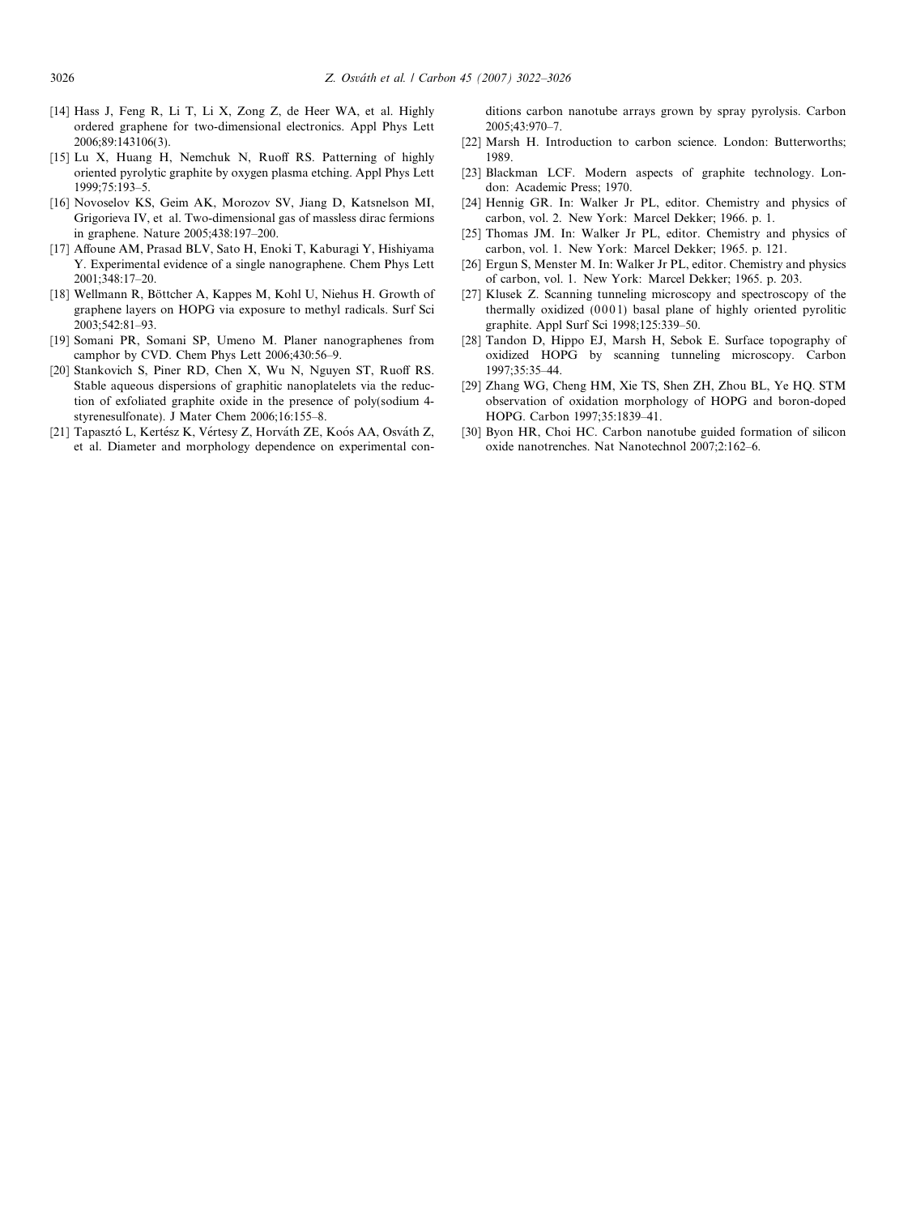[14] Hass J, Feng R, Li T, Li X, Zong Z, de Heer WA, et al. Highly ordered graphene for two-dimensional electronics. Appl Phys Lett 2006;89:143106(3).

[15] Lu X, Huang H, Nemchuk N, Ruoff RS. Patterning of highly oriented pyrolytic graphite by oxygen plasma etching. Appl Phys Lett 1999;75:193–5.

[16] Novoselov KS, Geim AK, Morozov SV, Jiang D, Katsnelson MI, Grigorieva IV, et al. Two-dimensional gas of massless dirac fermions in graphene. Nature 2005;438:197–200.

[17] Affoune AM, Prasad BLV, Sato H, Enoki T, Kaburagi Y, Hishiyama Y. Experimental evidence of a single nanographene. Chem Phys Lett 2001;348:17–20.

[18] Wellmann R, Böttcher A, Kappes M, Kohl U, Niehus H. Growth of graphene layers on HOPG via exposure to methyl radicals. Surf Sci 2003;542:81–93.

[19] Somani PR, Somani SP, Umeno M. Planer nanographenes from camphor by CVD. Chem Phys Lett 2006;430:56–9.

[20] Stankovich S, Piner RD, Chen X, Wu N, Nguyen ST, Ruoff RS. Stable aqueous dispersions of graphitic nanoplatelets via the reduction of exfoliated graphite oxide in the presence of poly(sodium 4-styrenesulfonate). J Mater Chem 2006;16:155–8.

[21] Tapasztó L, Kertész K, Vértesy Z, Horváth ZE, Koós AA, Osváth Z, et al. Diameter and morphology dependence on experimental conditions carbon nanotube arrays grown by spray pyrolysis. Carbon 2005;43:970–7.

[22] Marsh H. Introduction to carbon science. London: Butterworths; 1989.

[23] Blackman LCF. Modern aspects of graphite technology. London: Academic Press; 1970.

[24] Hennig GR. In: Walker Jr PL, editor. Chemistry and physics of carbon, vol. 2. New York: Marcel Dekker; 1966. p. 1.

[25] Thomas JM. In: Walker Jr PL, editor. Chemistry and physics of carbon, vol. 1. New York: Marcel Dekker; 1965. p. 121.

[26] Ergun S, Menster M. In: Walker Jr PL, editor. Chemistry and physics of carbon, vol. 1. New York: Marcel Dekker; 1965. p. 203.

[27] Klusek Z. Scanning tunneling microscopy and spectroscopy of the thermally oxidized (0001) basal plane of highly oriented pyrolitic graphite. Appl Surf Sci 1998;125:339–50.

[28] Tandon D, Hippo EJ, Marsh H, Sebok E. Surface topography of oxidized HOPG by scanning tunneling microscopy. Carbon 1997;35:35–44.

[29] Zhang WG, Cheng HM, Xie TS, Shen ZH, Zhou BL, Ye HQ. STM observation of oxidation morphology of HOPG and boron-doped HOPG. Carbon 1997;35:1839–41.

[30] Byon HR, Choi HC. Carbon nanotube guided formation of silicon oxide nanotrenches. Nat Nanotechnol 2007;2:162–6.